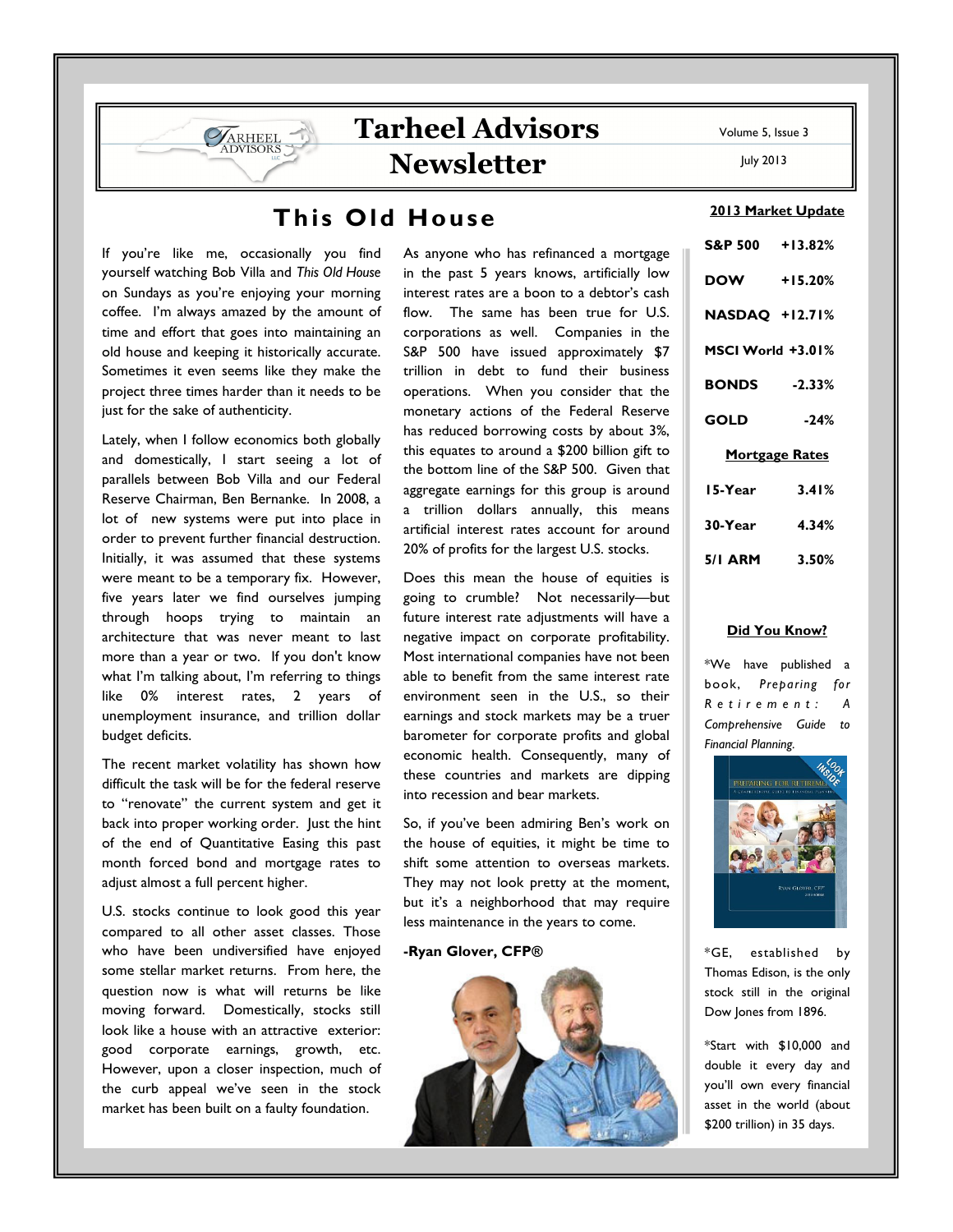# Tarheel Advisors Newsletter

Volume 5, Issue 3

July 2013

## This Old House

If you're like me, occasionally you find yourself watching Bob Villa and *This Old House* on Sundays as you're enjoying your morning coffee. I'm always amazed by the amount of time and effort that goes into maintaining an old house and keeping it historically accurate. Sometimes it even seems like they make the project three times harder than it needs to be just for the sake of authenticity.

Lately, when I follow economics both globally and domestically, I start seeing a lot of parallels between Bob Villa and our Federal Reserve Chairman, Ben Bernanke. In 2008, a lot of new systems were put into place in order to prevent further financial destruction. Initially, it was assumed that these systems were meant to be a temporary fix. However, five years later we find ourselves jumping through hoops trying to maintain an architecture that was never meant to last more than a year or two. If you don't know what I'm talking about, I'm referring to things like 0% interest rates, 2 years of unemployment insurance, and trillion dollar budget deficits.

The recent market volatility has shown how difficult the task will be for the federal reserve to "renovate" the current system and get it back into proper working order. Just the hint of the end of Quantitative Easing this past month forced bond and mortgage rates to adjust almost a full percent higher.

U.S. stocks continue to look good this year compared to all other asset classes. Those who have been undiversified have enjoyed some stellar market returns. From here, the question now is what will returns be like moving forward. Domestically, stocks still look like a house with an attractive exterior: good corporate earnings, growth, etc. However, upon a closer inspection, much of the curb appeal we've seen in the stock market has been built on a faulty foundation.

As anyone who has refinanced a mortgage in the past 5 years knows, artificially low interest rates are a boon to a debtor's cash flow. The same has been true for U.S. corporations as well. Companies in the S&P 500 have issued approximately $7 trillion in debt to fund their business operations. When you consider that the monetary actions of the Federal Reserve has reduced borrowing costs by about 3%, this equates to around a $200 billion gift to the bottom line of the S&P 500. Given that aggregate earnings for this group is around a trillion dollars annually, this means artificial interest rates account for around 20% of profits for the largest U.S. stocks.

Does this mean the house of equities is going to crumble? Not necessarily—but future interest rate adjustments will have a negative impact on corporate profitability. Most international companies have not been able to benefit from the same interest rate environment seen in the U.S., so their earnings and stock markets may be a truer barometer for corporate profits and global economic health. Consequently, many of these countries and markets are dipping into recession and bear markets.

So, if you've been admiring Ben's work on the house of equities, it might be time to shift some attention to overseas markets. They may not look pretty at the moment, but it's a neighborhood that may require less maintenance in the years to come.

**-Ryan Glover, CFP®**

### 2013 Market Update

| | |
|---|---|
| S&P 500 | +13.82% |
| DOW | +15.20% |
| NASDAQ | +12.71% |
| MSCI World | +3.01% |
| BONDS | -2.33% |
| GOLD | -24% |

### Mortgage Rates

| | |
|---|---|
| 15-Year | 3.41% |
| 30-Year | 4.34% |
| 5/1 ARM | 3.50% |

### Did You Know?

*We have published a book, *Preparing for Retirement: A Comprehensive Guide to Financial Planning.*

*GE, established by Thomas Edison, is the only stock still in the original Dow Jones from 1896.

*Start with $10,000 and double it every day and you'll own every financial asset in the world (about $200 trillion) in 35 days.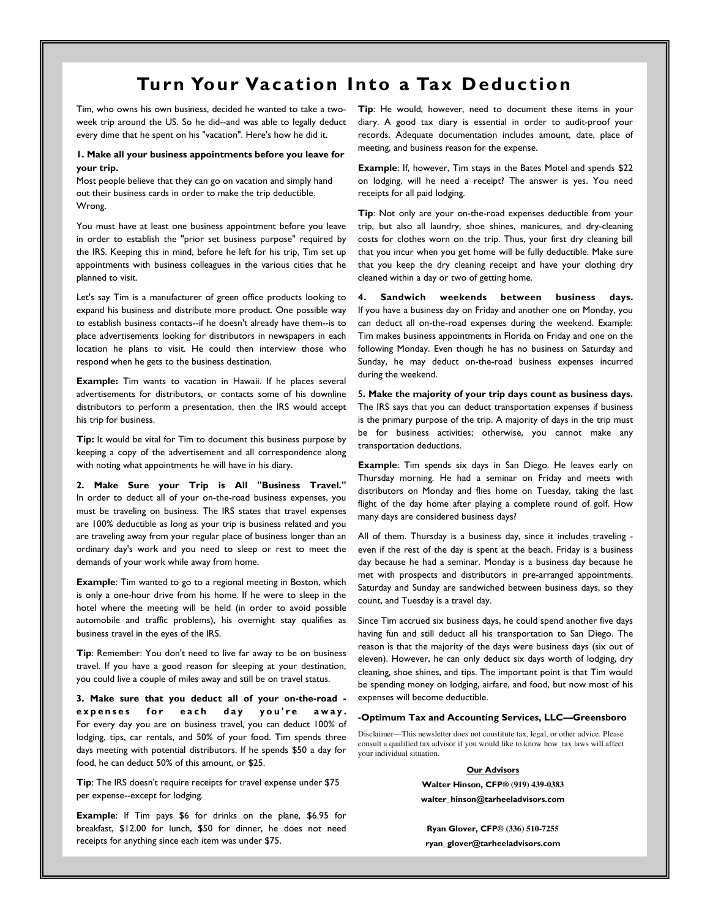# Turn Your Vacation Into a Tax Deduction

Tim, who owns his own business, decided he wanted to take a two-week trip around the US. So he did--and was able to legally deduct every dime that he spent on his "vacation". Here's how he did it.

**1. Make all your business appointments before you leave for your trip.**

Most people believe that they can go on vacation and simply hand out their business cards in order to make the trip deductible. Wrong.

You must have at least one business appointment before you leave in order to establish the "prior set business purpose" required by the IRS. Keeping this in mind, before he left for his trip, Tim set up appointments with business colleagues in the various cities that he planned to visit.

Let's say Tim is a manufacturer of green office products looking to expand his business and distribute more product. One possible way to establish business contacts--if he doesn't already have them--is to place advertisements looking for distributors in newspapers in each location he plans to visit. He could then interview those who respond when he gets to the business destination.

**Example:** Tim wants to vacation in Hawaii. If he places several advertisements for distributors, or contacts some of his downline distributors to perform a presentation, then the IRS would accept his trip for business.

**Tip:** It would be vital for Tim to document this business purpose by keeping a copy of the advertisement and all correspondence along with noting what appointments he will have in his diary.

**2. Make Sure your Trip is All "Business Travel."** In order to deduct all of your on-the-road business expenses, you must be traveling on business. The IRS states that travel expenses are 100% deductible as long as your trip is business related and you are traveling away from your regular place of business longer than an ordinary day's work and you need to sleep or rest to meet the demands of your work while away from home.

**Example**: Tim wanted to go to a regional meeting in Boston, which is only a one-hour drive from his home. If he were to sleep in the hotel where the meeting will be held (in order to avoid possible automobile and traffic problems), his overnight stay qualifies as business travel in the eyes of the IRS.

**Tip**: Remember: You don't need to live far away to be on business travel. If you have a good reason for sleeping at your destination, you could live a couple of miles away and still be on travel status.

**3. Make sure that you deduct all of your on-the-road - expenses for each day you're away.** For every day you are on business travel, you can deduct 100% of lodging, tips, car rentals, and 50% of your food. Tim spends three days meeting with potential distributors. If he spends $50 a day for food, he can deduct 50% of this amount, or $25.

**Tip**: The IRS doesn't require receipts for travel expense under $75 per expense--except for lodging.

**Example**: If Tim pays $6 for drinks on the plane, $6.95 for breakfast, $12.00 for lunch, $50 for dinner, he does not need receipts for anything since each item was under $75.

**Tip**: He would, however, need to document these items in your diary. A good tax diary is essential in order to audit-proof your records. Adequate documentation includes amount, date, place of meeting, and business reason for the expense.

**Example**: If, however, Tim stays in the Bates Motel and spends $22 on lodging, will he need a receipt? The answer is yes. You need receipts for all paid lodging.

**Tip**: Not only are your on-the-road expenses deductible from your trip, but also all laundry, shoe shines, manicures, and dry-cleaning costs for clothes worn on the trip. Thus, your first dry cleaning bill that you incur when you get home will be fully deductible. Make sure that you keep the dry cleaning receipt and have your clothing dry cleaned within a day or two of getting home.

**4. Sandwich weekends between business days.** If you have a business day on Friday and another one on Monday, you can deduct all on-the-road expenses during the weekend. Example: Tim makes business appointments in Florida on Friday and one on the following Monday. Even though he has no business on Saturday and Sunday, he may deduct on-the-road business expenses incurred during the weekend.

**5. Make the majority of your trip days count as business days.** The IRS says that you can deduct transportation expenses if business is the primary purpose of the trip. A majority of days in the trip must be for business activities; otherwise, you cannot make any transportation deductions.

**Example**: Tim spends six days in San Diego. He leaves early on Thursday morning. He had a seminar on Friday and meets with distributors on Monday and flies home on Tuesday, taking the last flight of the day home after playing a complete round of golf. How many days are considered business days?

All of them. Thursday is a business day, since it includes traveling - even if the rest of the day is spent at the beach. Friday is a business day because he had a seminar. Monday is a business day because he met with prospects and distributors in pre-arranged appointments. Saturday and Sunday are sandwiched between business days, so they count, and Tuesday is a travel day.

Since Tim accrued six business days, he could spend another five days having fun and still deduct all his transportation to San Diego. The reason is that the majority of the days were business days (six out of eleven). However, he can only deduct six days worth of lodging, dry cleaning, shoe shines, and tips. The important point is that Tim would be spending money on lodging, airfare, and food, but now most of his expenses will become deductible.

**-Optimum Tax and Accounting Services, LLC—Greensboro**

Disclaimer—This newsletter does not constitute tax, legal, or other advice. Please consult a qualified tax advisor if you would like to know how tax laws will affect your individual situation.

**Our Advisors**

**Walter Hinson, CFP® (919) 439-0383**
**walter_hinson@tarheeladvisors.com**

**Ryan Glover, CFP® (336) 510-7255**
**ryan_glover@tarheeladvisors.com**